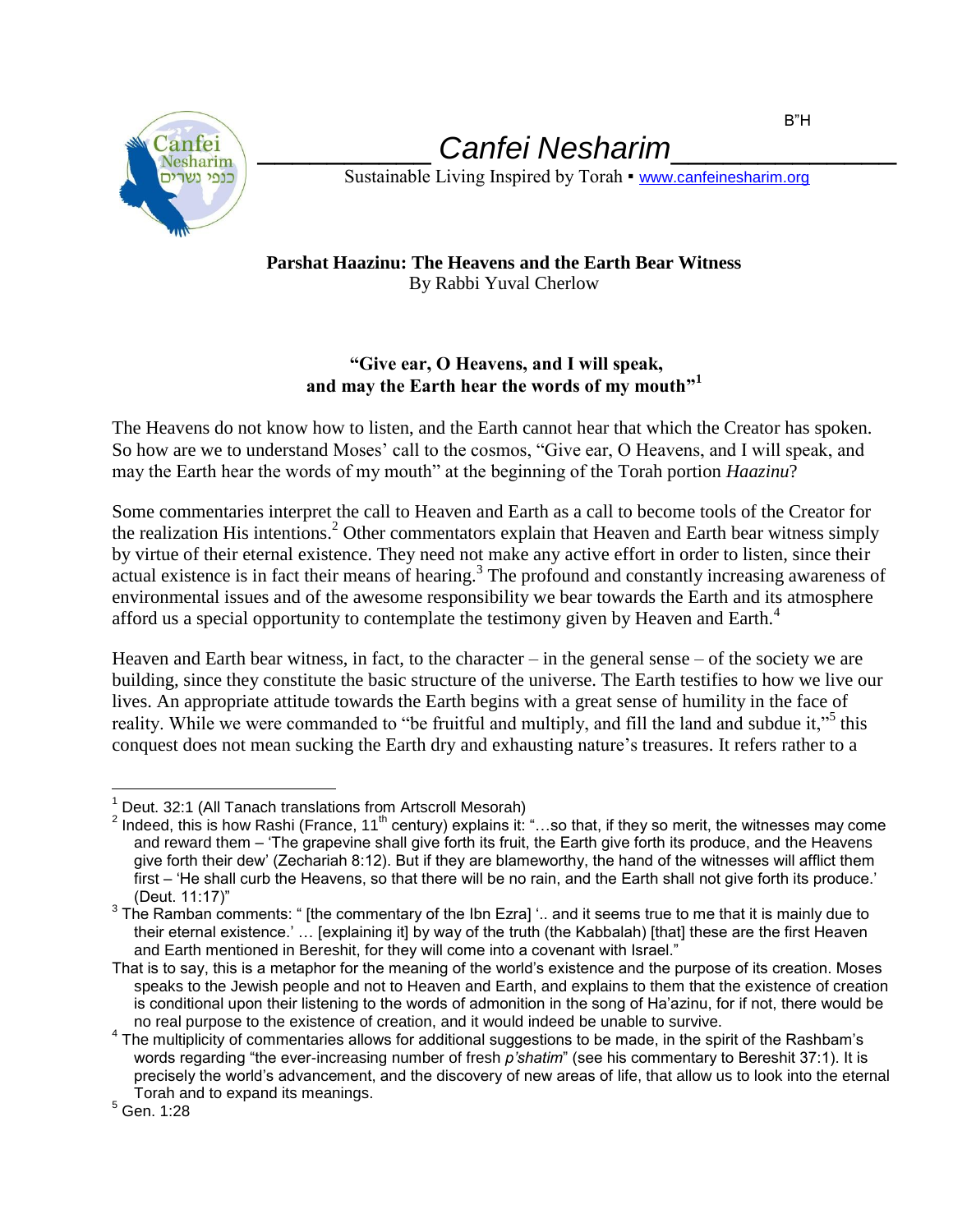B"H

# Canfei Nesharim

Sustainable Living Inspired by Torah ▪ www.canfeinesharim.org

**Parshat Haazinu: The Heavens and the Earth Bear Witness**
By Rabbi Yuval Cherlow

**"Give ear, O Heavens, and I will speak, and may the Earth hear the words of my mouth"[1]**

The Heavens do not know how to listen, and the Earth cannot hear that which the Creator has spoken. So how are we to understand Moses' call to the cosmos, "Give ear, O Heavens, and I will speak, and may the Earth hear the words of my mouth" at the beginning of the Torah portion *Haazinu*?

Some commentaries interpret the call to Heaven and Earth as a call to become tools of the Creator for the realization His intentions.[2] Other commentators explain that Heaven and Earth bear witness simply by virtue of their eternal existence. They need not make any active effort in order to listen, since their actual existence is in fact their means of hearing.[3] The profound and constantly increasing awareness of environmental issues and of the awesome responsibility we bear towards the Earth and its atmosphere afford us a special opportunity to contemplate the testimony given by Heaven and Earth.[4]

Heaven and Earth bear witness, in fact, to the character – in the general sense – of the society we are building, since they constitute the basic structure of the universe. The Earth testifies to how we live our lives. An appropriate attitude towards the Earth begins with a great sense of humility in the face of reality. While we were commanded to "be fruitful and multiply, and fill the land and subdue it,"[5] this conquest does not mean sucking the Earth dry and exhausting nature's treasures. It refers rather to a

---

[1] Deut. 32:1 (All Tanach translations from Artscroll Mesorah)

[2] Indeed, this is how Rashi (France, 11th century) explains it: "…so that, if they so merit, the witnesses may come and reward them – 'The grapevine shall give forth its fruit, the Earth give forth its produce, and the Heavens give forth their dew' (Zechariah 8:12). But if they are blameworthy, the hand of the witnesses will afflict them first – 'He shall curb the Heavens, so that there will be no rain, and the Earth shall not give forth its produce.' (Deut. 11:17)"

[3] The Ramban comments: " [the commentary of the Ibn Ezra] '.. and it seems true to me that it is mainly due to their eternal existence.' … [explaining it] by way of the truth (the Kabbalah) [that] these are the first Heaven and Earth mentioned in Bereshit, for they will come into a covenant with Israel."

That is to say, this is a metaphor for the meaning of the world's existence and the purpose of its creation. Moses speaks to the Jewish people and not to Heaven and Earth, and explains to them that the existence of creation is conditional upon their listening to the words of admonition in the song of Ha'azinu, for if not, there would be no real purpose to the existence of creation, and it would indeed be unable to survive.

[4] The multiplicity of commentaries allows for additional suggestions to be made, in the spirit of the Rashbam's words regarding "the ever-increasing number of fresh *p'shatim*" (see his commentary to Bereshit 37:1). It is precisely the world's advancement, and the discovery of new areas of life, that allow us to look into the eternal Torah and to expand its meanings.

[5] Gen. 1:28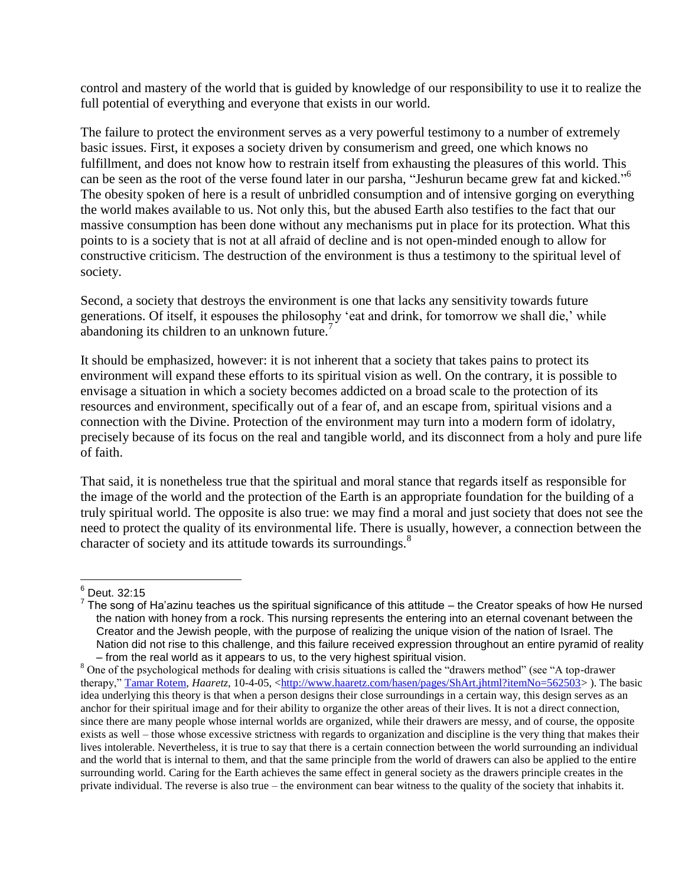control and mastery of the world that is guided by knowledge of our responsibility to use it to realize the full potential of everything and everyone that exists in our world.

The failure to protect the environment serves as a very powerful testimony to a number of extremely basic issues. First, it exposes a society driven by consumerism and greed, one which knows no fulfillment, and does not know how to restrain itself from exhausting the pleasures of this world. This can be seen as the root of the verse found later in our parsha, "Jeshurun became grew fat and kicked."[6] The obesity spoken of here is a result of unbridled consumption and of intensive gorging on everything the world makes available to us. Not only this, but the abused Earth also testifies to the fact that our massive consumption has been done without any mechanisms put in place for its protection. What this points to is a society that is not at all afraid of decline and is not open-minded enough to allow for constructive criticism. The destruction of the environment is thus a testimony to the spiritual level of society.

Second, a society that destroys the environment is one that lacks any sensitivity towards future generations. Of itself, it espouses the philosophy 'eat and drink, for tomorrow we shall die,' while abandoning its children to an unknown future.[7]

It should be emphasized, however: it is not inherent that a society that takes pains to protect its environment will expand these efforts to its spiritual vision as well. On the contrary, it is possible to envisage a situation in which a society becomes addicted on a broad scale to the protection of its resources and environment, specifically out of a fear of, and an escape from, spiritual visions and a connection with the Divine. Protection of the environment may turn into a modern form of idolatry, precisely because of its focus on the real and tangible world, and its disconnect from a holy and pure life of faith.

That said, it is nonetheless true that the spiritual and moral stance that regards itself as responsible for the image of the world and the protection of the Earth is an appropriate foundation for the building of a truly spiritual world. The opposite is also true: we may find a moral and just society that does not see the need to protect the quality of its environmental life. There is usually, however, a connection between the character of society and its attitude towards its surroundings.[8]

---

[6] Deut. 32:15

[7] The song of Ha'azinu teaches us the spiritual significance of this attitude – the Creator speaks of how He nursed the nation with honey from a rock. This nursing represents the entering into an eternal covenant between the Creator and the Jewish people, with the purpose of realizing the unique vision of the nation of Israel. The Nation did not rise to this challenge, and this failure received expression throughout an entire pyramid of reality – from the real world as it appears to us, to the very highest spiritual vision.

[8] One of the psychological methods for dealing with crisis situations is called the "drawers method" (see "A top-drawer therapy," Tamar Rotem, *Haaretz*, 10-4-05, <http://www.haaretz.com/hasen/pages/ShArt.jhtml?itemNo=562503> ). The basic idea underlying this theory is that when a person designs their close surroundings in a certain way, this design serves as an anchor for their spiritual image and for their ability to organize the other areas of their lives. It is not a direct connection, since there are many people whose internal worlds are organized, while their drawers are messy, and of course, the opposite exists as well – those whose excessive strictness with regards to organization and discipline is the very thing that makes their lives intolerable. Nevertheless, it is true to say that there is a certain connection between the world surrounding an individual and the world that is internal to them, and that the same principle from the world of drawers can also be applied to the entire surrounding world. Caring for the Earth achieves the same effect in general society as the drawers principle creates in the private individual. The reverse is also true – the environment can bear witness to the quality of the society that inhabits it.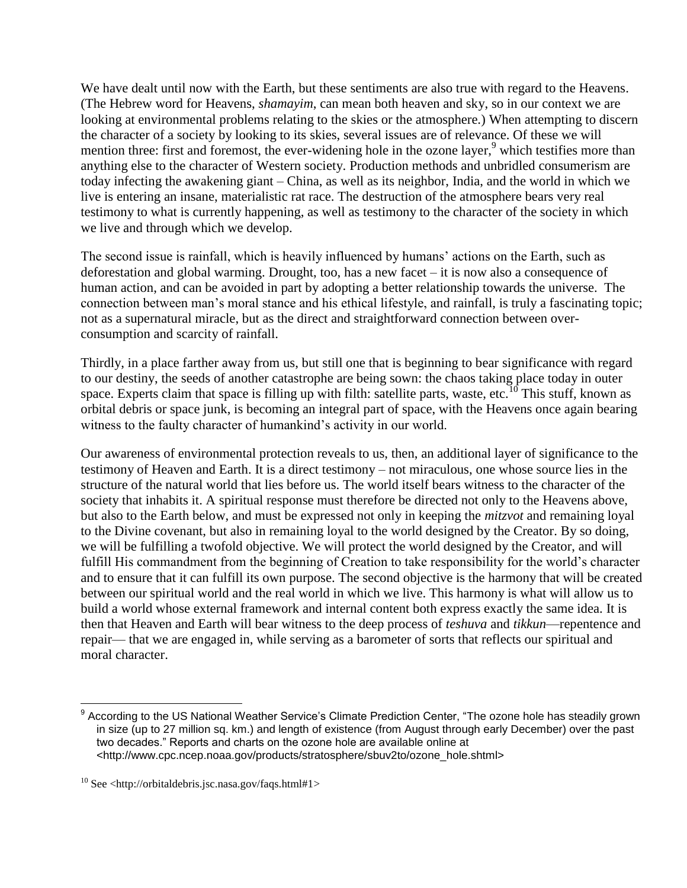We have dealt until now with the Earth, but these sentiments are also true with regard to the Heavens. (The Hebrew word for Heavens, *shamayim*, can mean both heaven and sky, so in our context we are looking at environmental problems relating to the skies or the atmosphere.) When attempting to discern the character of a society by looking to its skies, several issues are of relevance. Of these we will mention three: first and foremost, the ever-widening hole in the ozone layer,[9] which testifies more than anything else to the character of Western society. Production methods and unbridled consumerism are today infecting the awakening giant – China, as well as its neighbor, India, and the world in which we live is entering an insane, materialistic rat race. The destruction of the atmosphere bears very real testimony to what is currently happening, as well as testimony to the character of the society in which we live and through which we develop.

The second issue is rainfall, which is heavily influenced by humans' actions on the Earth, such as deforestation and global warming. Drought, too, has a new facet – it is now also a consequence of human action, and can be avoided in part by adopting a better relationship towards the universe. The connection between man's moral stance and his ethical lifestyle, and rainfall, is truly a fascinating topic; not as a supernatural miracle, but as the direct and straightforward connection between over-consumption and scarcity of rainfall.

Thirdly, in a place farther away from us, but still one that is beginning to bear significance with regard to our destiny, the seeds of another catastrophe are being sown: the chaos taking place today in outer space. Experts claim that space is filling up with filth: satellite parts, waste, etc.[10] This stuff, known as orbital debris or space junk, is becoming an integral part of space, with the Heavens once again bearing witness to the faulty character of humankind's activity in our world.

Our awareness of environmental protection reveals to us, then, an additional layer of significance to the testimony of Heaven and Earth. It is a direct testimony – not miraculous, one whose source lies in the structure of the natural world that lies before us. The world itself bears witness to the character of the society that inhabits it. A spiritual response must therefore be directed not only to the Heavens above, but also to the Earth below, and must be expressed not only in keeping the *mitzvot* and remaining loyal to the Divine covenant, but also in remaining loyal to the world designed by the Creator. By so doing, we will be fulfilling a twofold objective. We will protect the world designed by the Creator, and will fulfill His commandment from the beginning of Creation to take responsibility for the world's character and to ensure that it can fulfill its own purpose. The second objective is the harmony that will be created between our spiritual world and the real world in which we live. This harmony is what will allow us to build a world whose external framework and internal content both express exactly the same idea. It is then that Heaven and Earth will bear witness to the deep process of *teshuva* and *tikkun*—repentence and repair— that we are engaged in, while serving as a barometer of sorts that reflects our spiritual and moral character.

---

[9] According to the US National Weather Service's Climate Prediction Center, "The ozone hole has steadily grown in size (up to 27 million sq. km.) and length of existence (from August through early December) over the past two decades." Reports and charts on the ozone hole are available online at <http://www.cpc.ncep.noaa.gov/products/stratosphere/sbuv2to/ozone_hole.shtml>

[10] See <http://orbitaldebris.jsc.nasa.gov/faqs.html#1>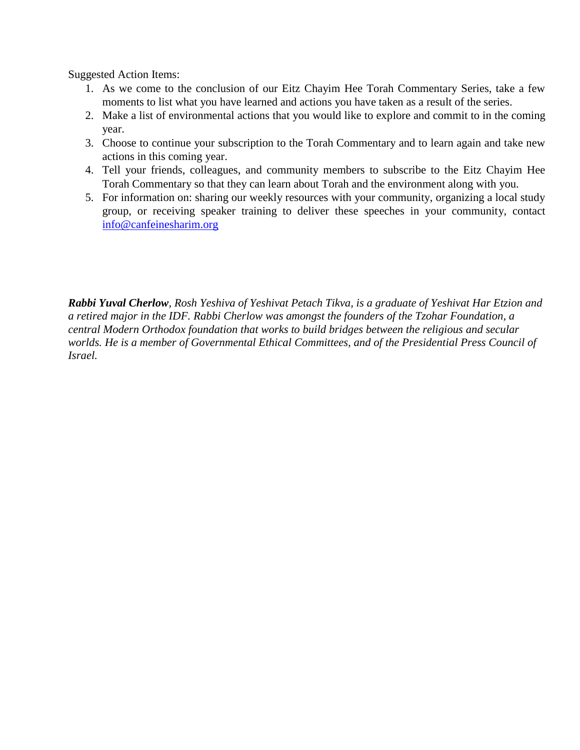Suggested Action Items:

1. As we come to the conclusion of our Eitz Chayim Hee Torah Commentary Series, take a few moments to list what you have learned and actions you have taken as a result of the series.
2. Make a list of environmental actions that you would like to explore and commit to in the coming year.
3. Choose to continue your subscription to the Torah Commentary and to learn again and take new actions in this coming year.
4. Tell your friends, colleagues, and community members to subscribe to the Eitz Chayim Hee Torah Commentary so that they can learn about Torah and the environment along with you.
5. For information on: sharing our weekly resources with your community, organizing a local study group, or receiving speaker training to deliver these speeches in your community, contact [info@canfeinesharim.org](mailto:info@canfeinesharim.org)

***Rabbi Yuval Cherlow****, Rosh Yeshiva of Yeshivat Petach Tikva, is a graduate of Yeshivat Har Etzion and a retired major in the IDF. Rabbi Cherlow was amongst the founders of the Tzohar Foundation, a central Modern Orthodox foundation that works to build bridges between the religious and secular worlds. He is a member of Governmental Ethical Committees, and of the Presidential Press Council of Israel.*